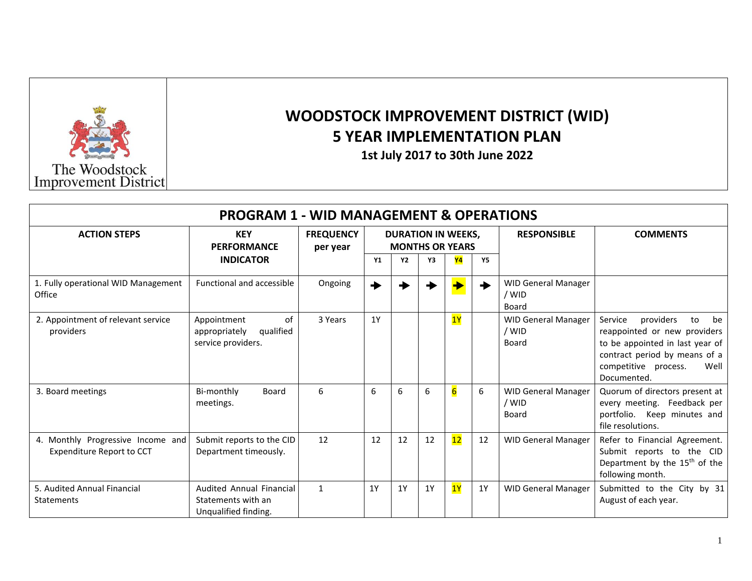# WOODSTOCK IMPROVEMENT DISTRICT (WID)
# 5 YEAR IMPLEMENTATION PLAN

**1st July 2017 to 30th June 2022**

## PROGRAM 1 - WID MANAGEMENT & OPERATIONS

| ACTION STEPS | KEY PERFORMANCE INDICATOR | FREQUENCY per year | DURATION IN WEEKS, MONTHS OR YEARS | | | | | RESPONSIBLE | COMMENTS |
|---|---|---|---|---|---|---|---|---|---|
| | | | Y1 | Y2 | Y3 | Y4 | Y5 | | |
| 1. Fully operational WID Management Office | Functional and accessible | Ongoing | → | → | → | → | → | WID General Manager / WID Board | |
| 2. Appointment of relevant service providers | Appointment of appropriately qualified service providers. | 3 Years | 1Y | | | 1Y | | WID General Manager / WID Board | Service providers to be reappointed or new providers to be appointed in last year of contract period by means of a competitive process. Well Documented. |
| 3. Board meetings | Bi-monthly Board meetings. | 6 | 6 | 6 | 6 | 6 | 6 | WID General Manager / WID Board | Quorum of directors present at every meeting. Feedback per portfolio. Keep minutes and file resolutions. |
| 4. Monthly Progressive Income and Expenditure Report to CCT | Submit reports to the CID Department timeously. | 12 | 12 | 12 | 12 | 12 | 12 | WID General Manager | Refer to Financial Agreement. Submit reports to the CID Department by the 15th of the following month. |
| 5. Audited Annual Financial Statements | Audited Annual Financial Statements with an Unqualified finding. | 1 | 1Y | 1Y | 1Y | 1Y | 1Y | WID General Manager | Submitted to the City by 31 August of each year. |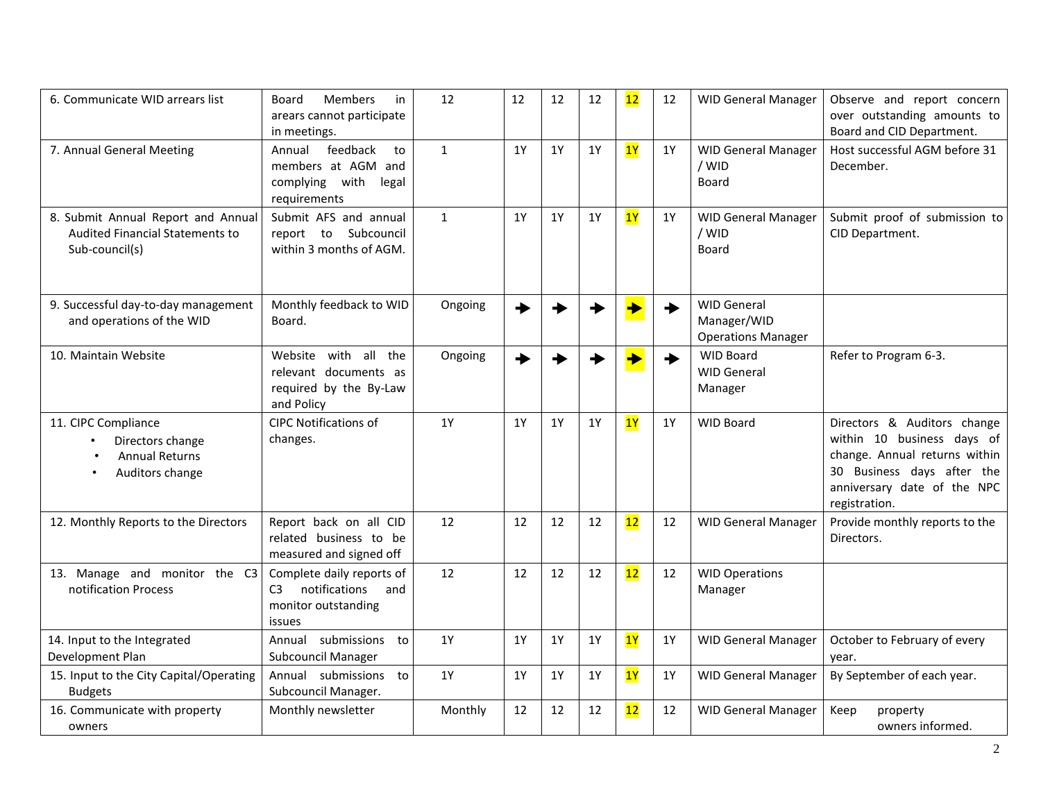| | | | | | | | | | |
|---|---|---|---|---|---|---|---|---|---|
| 6. Communicate WID arrears list | Board Members in arears cannot participate in meetings. | 12 | 12 | 12 | 12 | 12 | 12 | WID General Manager | Observe and report concern over outstanding amounts to Board and CID Department. |
| 7. Annual General Meeting | Annual feedback to members at AGM and complying with legal requirements | 1 | 1Y | 1Y | 1Y | 1Y | 1Y | WID General Manager / WID Board | Host successful AGM before 31 December. |
| 8. Submit Annual Report and Annual Audited Financial Statements to Sub-council(s) | Submit AFS and annual report to Subcouncil within 3 months of AGM. | 1 | 1Y | 1Y | 1Y | 1Y | 1Y | WID General Manager / WID Board | Submit proof of submission to CID Department. |
| 9. Successful day-to-day management and operations of the WID | Monthly feedback to WID Board. | Ongoing | → | → | → | → | → | WID General Manager/WID Operations Manager | |
| 10. Maintain Website | Website with all the relevant documents as required by the By-Law and Policy | Ongoing | → | → | → | → | → | WID Board WID General Manager | Refer to Program 6-3. |
| 11. CIPC Compliance<br>• Directors change<br>• Annual Returns<br>• Auditors change | CIPC Notifications of changes. | 1Y | 1Y | 1Y | 1Y | 1Y | 1Y | WID Board | Directors & Auditors change within 10 business days of change. Annual returns within 30 Business days after the anniversary date of the NPC registration. |
| 12. Monthly Reports to the Directors | Report back on all CID related business to be measured and signed off | 12 | 12 | 12 | 12 | 12 | 12 | WID General Manager | Provide monthly reports to the Directors. |
| 13. Manage and monitor the C3 notification Process | Complete daily reports of C3 notifications and monitor outstanding issues | 12 | 12 | 12 | 12 | 12 | 12 | WID Operations Manager | |
| 14. Input to the Integrated Development Plan | Annual submissions to Subcouncil Manager | 1Y | 1Y | 1Y | 1Y | 1Y | 1Y | WID General Manager | October to February of every year. |
| 15. Input to the City Capital/Operating Budgets | Annual submissions to Subcouncil Manager. | 1Y | 1Y | 1Y | 1Y | 1Y | 1Y | WID General Manager | By September of each year. |
| 16. Communicate with property owners | Monthly newsletter | Monthly | 12 | 12 | 12 | 12 | 12 | WID General Manager | Keep property owners informed. |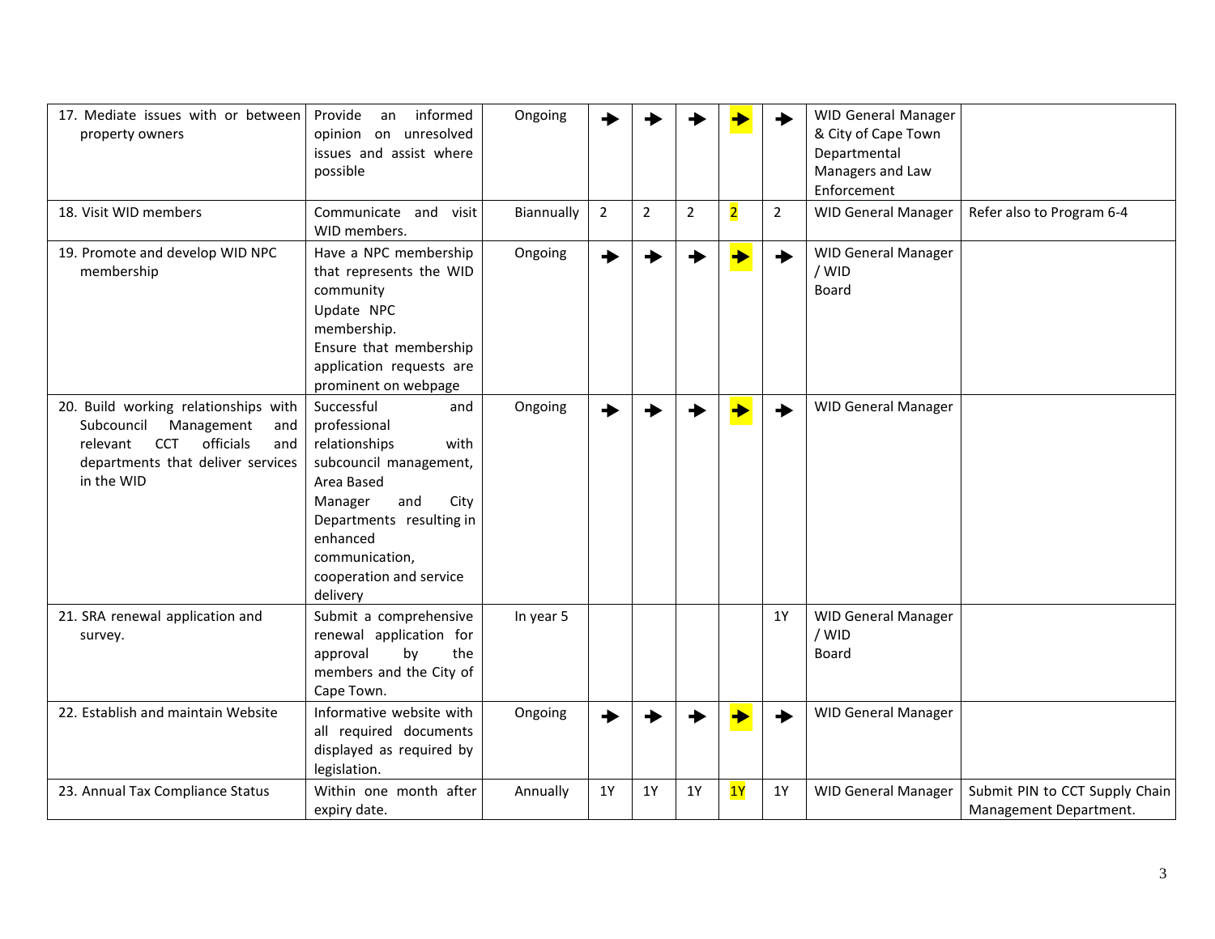| | | | | | | | | | |
|---|---|---|---|---|---|---|---|---|---|
| 17. Mediate issues with or between property owners | Provide an informed opinion on unresolved issues and assist where possible | Ongoing | → | → | → | → | → | WID General Manager & City of Cape Town Departmental Managers and Law Enforcement | |
| 18. Visit WID members | Communicate and visit WID members. | Biannually | 2 | 2 | 2 | 2 | 2 | WID General Manager | Refer also to Program 6-4 |
| 19. Promote and develop WID NPC membership | Have a NPC membership that represents the WID community<br>Update NPC membership.<br>Ensure that membership application requests are prominent on webpage | Ongoing | → | → | → | → | → | WID General Manager / WID Board | |
| 20. Build working relationships with Subcouncil Management and relevant CCT officials and departments that deliver services in the WID | Successful and professional relationships with subcouncil management, Area Based Manager and City Departments resulting in enhanced communication, cooperation and service delivery | Ongoing | → | → | → | → | → | WID General Manager | |
| 21. SRA renewal application and survey. | Submit a comprehensive renewal application for approval by the members and the City of Cape Town. | In year 5 | | | | | 1Y | WID General Manager / WID Board | |
| 22. Establish and maintain Website | Informative website with all required documents displayed as required by legislation. | Ongoing | → | → | → | → | → | WID General Manager | |
| 23. Annual Tax Compliance Status | Within one month after expiry date. | Annually | 1Y | 1Y | 1Y | 1Y | 1Y | WID General Manager | Submit PIN to CCT Supply Chain Management Department. |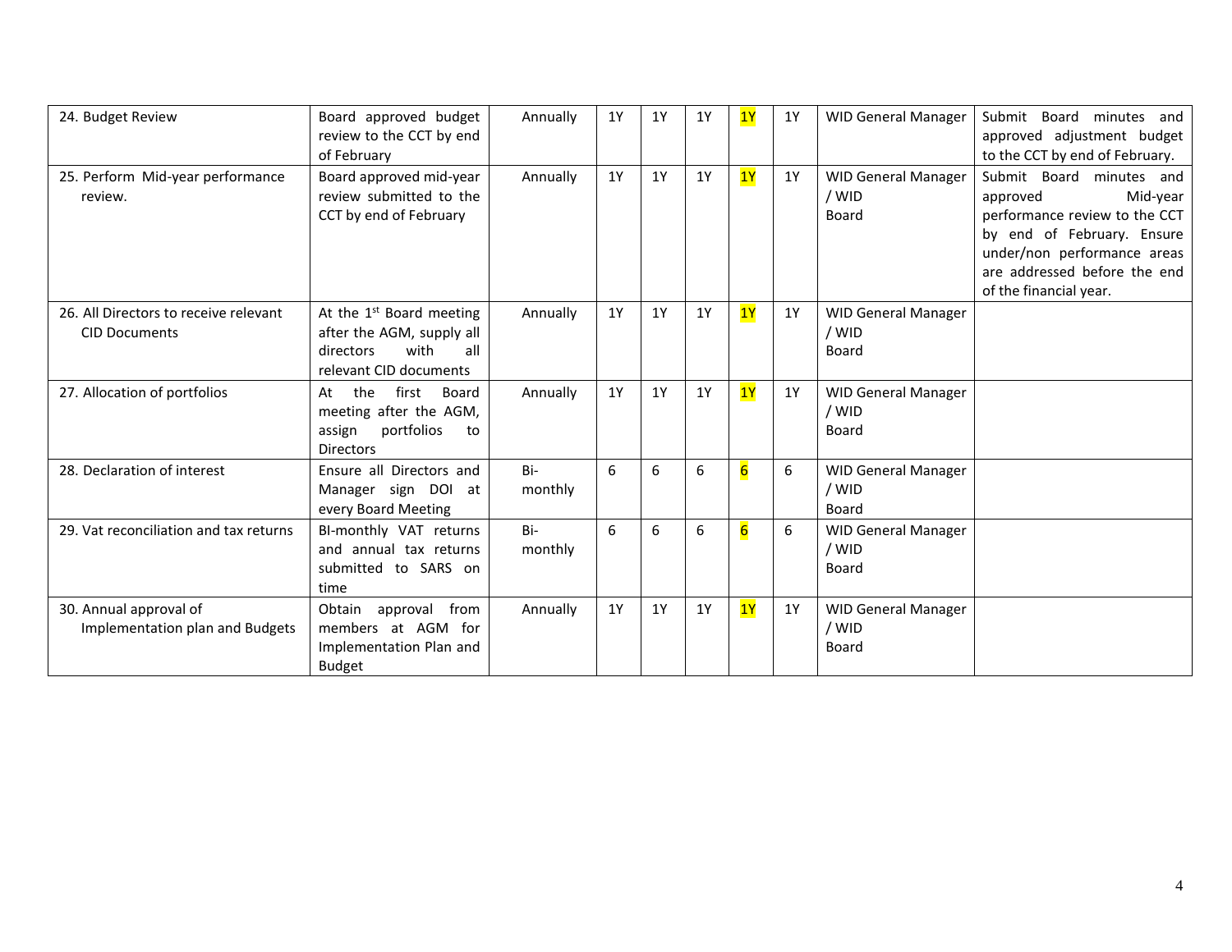| | | | | | | | | | |
|---|---|---|---|---|---|---|---|---|---|
| 24. Budget Review | Board approved budget review to the CCT by end of February | Annually | 1Y | 1Y | 1Y | 1Y | 1Y | WID General Manager | Submit Board minutes and approved adjustment budget to the CCT by end of February. |
| 25. Perform Mid-year performance review. | Board approved mid-year review submitted to the CCT by end of February | Annually | 1Y | 1Y | 1Y | 1Y | 1Y | WID General Manager / WID Board | Submit Board minutes and approved Mid-year performance review to the CCT by end of February. Ensure under/non performance areas are addressed before the end of the financial year. |
| 26. All Directors to receive relevant CID Documents | At the 1st Board meeting after the AGM, supply all directors with all relevant CID documents | Annually | 1Y | 1Y | 1Y | 1Y | 1Y | WID General Manager / WID Board | |
| 27. Allocation of portfolios | At the first Board meeting after the AGM, assign portfolios to Directors | Annually | 1Y | 1Y | 1Y | 1Y | 1Y | WID General Manager / WID Board | |
| 28. Declaration of interest | Ensure all Directors and Manager sign DOI at every Board Meeting | Bi-monthly | 6 | 6 | 6 | 6 | 6 | WID General Manager / WID Board | |
| 29. Vat reconciliation and tax returns | BI-monthly VAT returns and annual tax returns submitted to SARS on time | Bi-monthly | 6 | 6 | 6 | 6 | 6 | WID General Manager / WID Board | |
| 30. Annual approval of Implementation plan and Budgets | Obtain approval from members at AGM for Implementation Plan and Budget | Annually | 1Y | 1Y | 1Y | 1Y | 1Y | WID General Manager / WID Board | |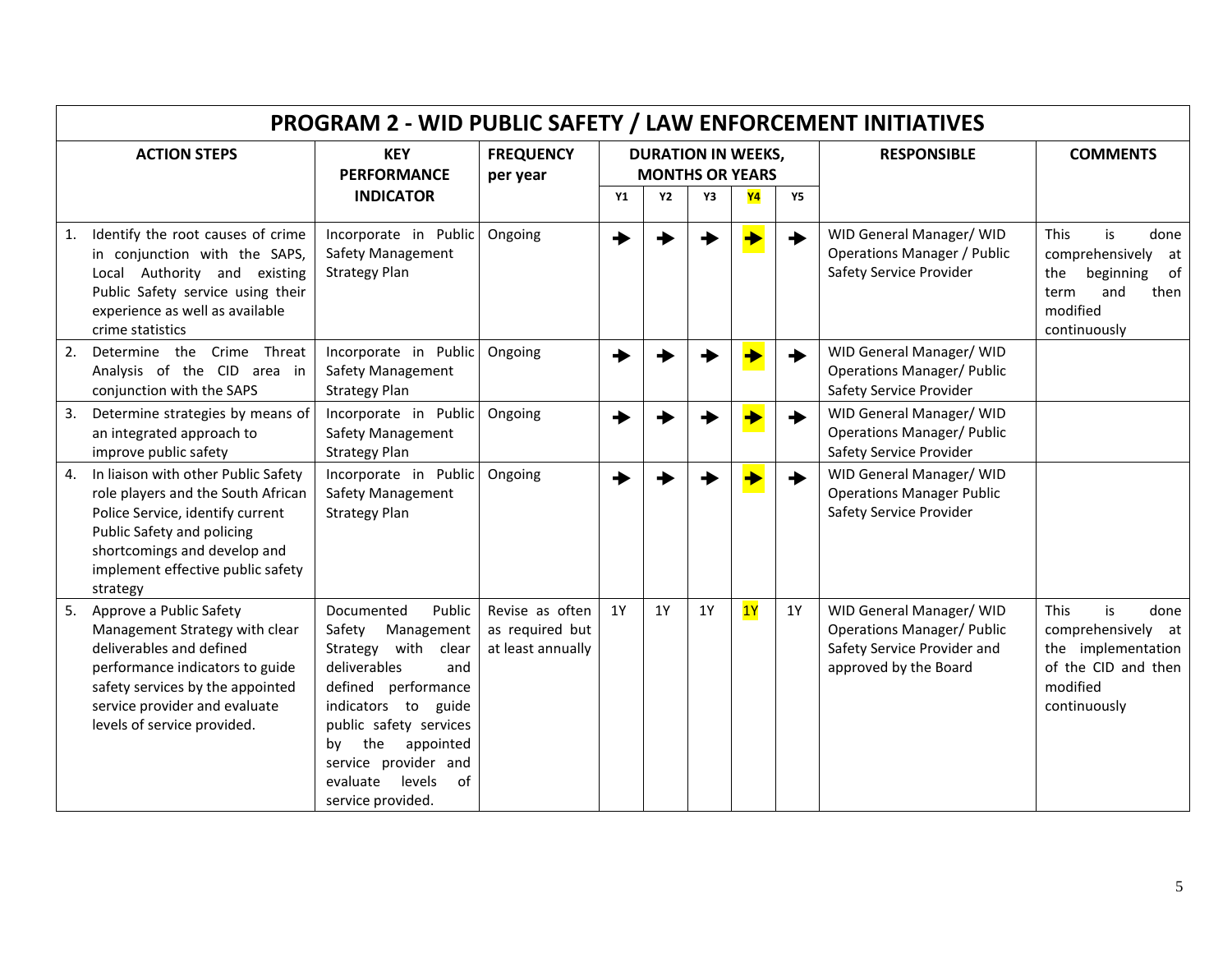| PROGRAM 2 - WID PUBLIC SAFETY / LAW ENFORCEMENT INITIATIVES | | | | | | | | | |
|---|---|---|---|---|---|---|---|---|---|
| **ACTION STEPS** | **KEY PERFORMANCE INDICATOR** | **FREQUENCY per year** | **DURATION IN WEEKS, MONTHS OR YEARS** | | | | | **RESPONSIBLE** | **COMMENTS** |
| | | | **Y1** | **Y2** | **Y3** | **Y4** | **Y5** | | |
| 1. Identify the root causes of crime in conjunction with the SAPS, Local Authority and existing Public Safety service using their experience as well as available crime statistics | Incorporate in Public Safety Management Strategy Plan | Ongoing | → | → | → | → | → | WID General Manager/ WID Operations Manager / Public Safety Service Provider | This is done comprehensively at the beginning of term and then modified continuously |
| 2. Determine the Crime Threat Analysis of the CID area in conjunction with the SAPS | Incorporate in Public Safety Management Strategy Plan | Ongoing | → | → | → | → | → | WID General Manager/ WID Operations Manager/ Public Safety Service Provider | |
| 3. Determine strategies by means of an integrated approach to improve public safety | Incorporate in Public Safety Management Strategy Plan | Ongoing | → | → | → | → | → | WID General Manager/ WID Operations Manager/ Public Safety Service Provider | |
| 4. In liaison with other Public Safety role players and the South African Police Service, identify current Public Safety and policing shortcomings and develop and implement effective public safety strategy | Incorporate in Public Safety Management Strategy Plan | Ongoing | → | → | → | → | → | WID General Manager/ WID Operations Manager Public Safety Service Provider | |
| 5. Approve a Public Safety Management Strategy with clear deliverables and defined performance indicators to guide safety services by the appointed service provider and evaluate levels of service provided. | Documented Public Safety Management Strategy with clear deliverables and defined performance indicators to guide public safety services by the appointed service provider and evaluate levels of service provided. | Revise as often as required but at least annually | 1Y | 1Y | 1Y | 1Y | 1Y | WID General Manager/ WID Operations Manager/ Public Safety Service Provider and approved by the Board | This is done comprehensively at the implementation of the CID and then modified continuously |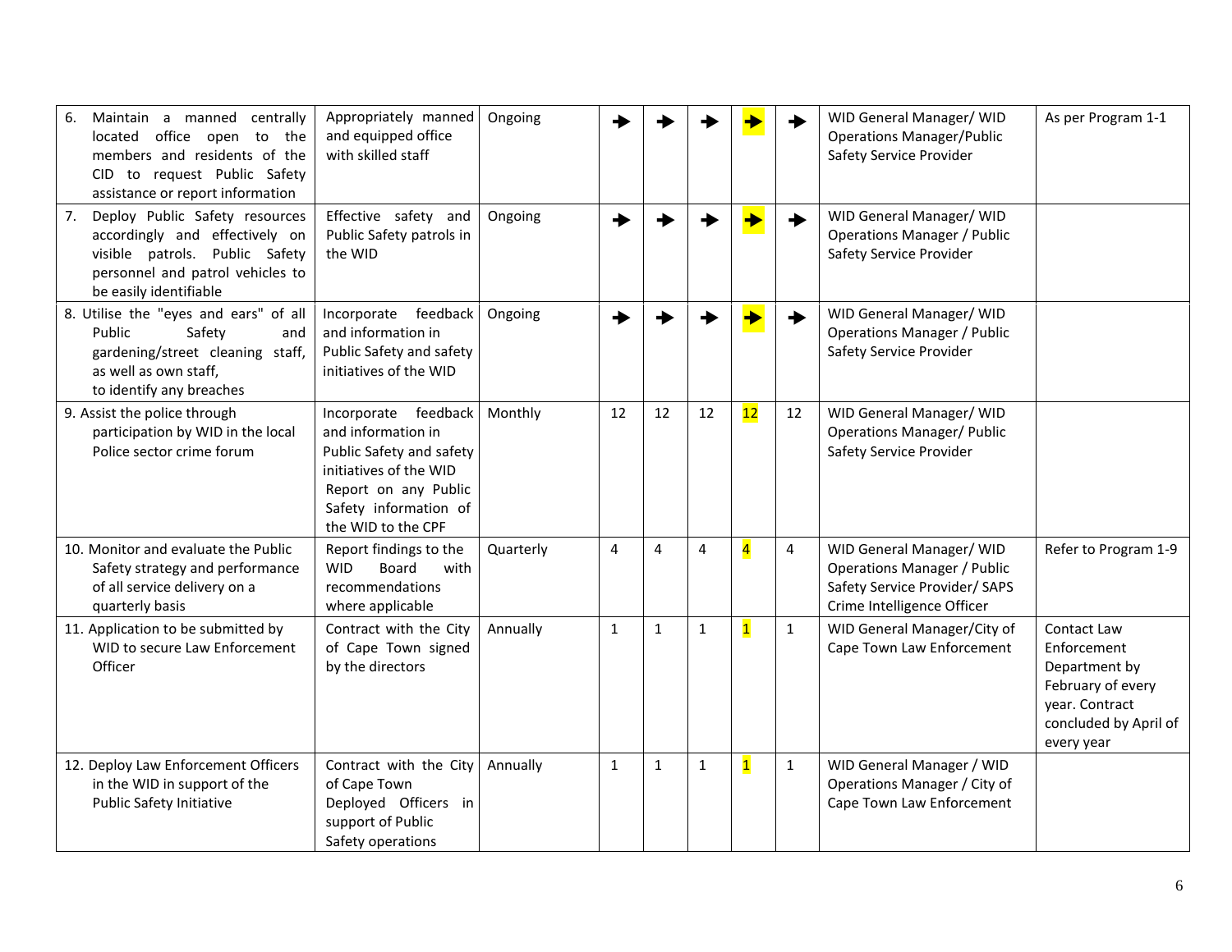| | | | | | | | | | |
|---|---|---|---|---|---|---|---|---|---|
| 6. Maintain a manned centrally located office open to the members and residents of the CID to request Public Safety assistance or report information | Appropriately manned and equipped office with skilled staff | Ongoing | → | → | → | → | → | WID General Manager/ WID Operations Manager/Public Safety Service Provider | As per Program 1-1 |
| 7. Deploy Public Safety resources accordingly and effectively on visible patrols. Public Safety personnel and patrol vehicles to be easily identifiable | Effective safety and Public Safety patrols in the WID | Ongoing | → | → | → | → | → | WID General Manager/ WID Operations Manager / Public Safety Service Provider | |
| 8. Utilise the "eyes and ears" of all Public Safety and gardening/street cleaning staff, as well as own staff, to identify any breaches | Incorporate feedback and information in Public Safety and safety initiatives of the WID | Ongoing | → | → | → | → | → | WID General Manager/ WID Operations Manager / Public Safety Service Provider | |
| 9. Assist the police through participation by WID in the local Police sector crime forum | Incorporate feedback and information in Public Safety and safety initiatives of the WID Report on any Public Safety information of the WID to the CPF | Monthly | 12 | 12 | 12 | 12 | 12 | WID General Manager/ WID Operations Manager/ Public Safety Service Provider | |
| 10. Monitor and evaluate the Public Safety strategy and performance of all service delivery on a quarterly basis | Report findings to the WID Board with recommendations where applicable | Quarterly | 4 | 4 | 4 | 4 | 4 | WID General Manager/ WID Operations Manager / Public Safety Service Provider/ SAPS Crime Intelligence Officer | Refer to Program 1-9 |
| 11. Application to be submitted by WID to secure Law Enforcement Officer | Contract with the City of Cape Town signed by the directors | Annually | 1 | 1 | 1 | 1 | 1 | WID General Manager/City of Cape Town Law Enforcement | Contact Law Enforcement Department by February of every year. Contract concluded by April of every year |
| 12. Deploy Law Enforcement Officers in the WID in support of the Public Safety Initiative | Contract with the City of Cape Town Deployed Officers in support of Public Safety operations | Annually | 1 | 1 | 1 | 1 | 1 | WID General Manager / WID Operations Manager / City of Cape Town Law Enforcement | |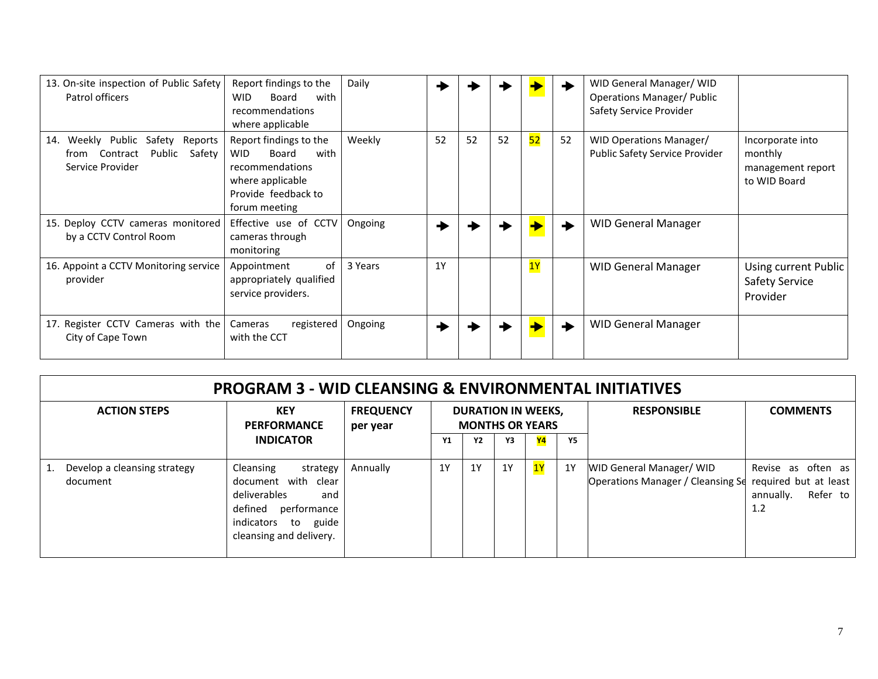| | | | | | | | | | |
|---|---|---|---|---|---|---|---|---|---|
| 13. On-site inspection of Public Safety Patrol officers | Report findings to the WID Board with recommendations where applicable | Daily | → | → | → | → | → | WID General Manager/ WID Operations Manager/ Public Safety Service Provider | |
| 14. Weekly Public Safety Reports from Contract Public Safety Service Provider | Report findings to the WID Board with recommendations where applicable Provide feedback to forum meeting | Weekly | 52 | 52 | 52 | 52 | 52 | WID Operations Manager/ Public Safety Service Provider | Incorporate into monthly management report to WID Board |
| 15. Deploy CCTV cameras monitored by a CCTV Control Room | Effective use of CCTV cameras through monitoring | Ongoing | → | → | → | → | → | WID General Manager | |
| 16. Appoint a CCTV Monitoring service provider | Appointment of appropriately qualified service providers. | 3 Years | 1Y | | | 1Y | | WID General Manager | Using current Public Safety Service Provider |
| 17. Register CCTV Cameras with the City of Cape Town | Cameras registered with the CCT | Ongoing | → | → | → | → | → | WID General Manager | |

## PROGRAM 3 - WID CLEANSING & ENVIRONMENTAL INITIATIVES

| ACTION STEPS | KEY PERFORMANCE INDICATOR | FREQUENCY per year | DURATION IN WEEKS, MONTHS OR YEARS | | | | | RESPONSIBLE | COMMENTS |
|---|---|---|---|---|---|---|---|---|---|
| | | | Y1 | Y2 | Y3 | Y4 | Y5 | | |
| 1. Develop a cleansing strategy document | Cleansing strategy document with clear deliverables and defined performance indicators to guide cleansing and delivery. | Annually | 1Y | 1Y | 1Y | 1Y | 1Y | WID General Manager/ WID Operations Manager / Cleansing Se | Revise as often as required but at least annually. Refer to 1.2 |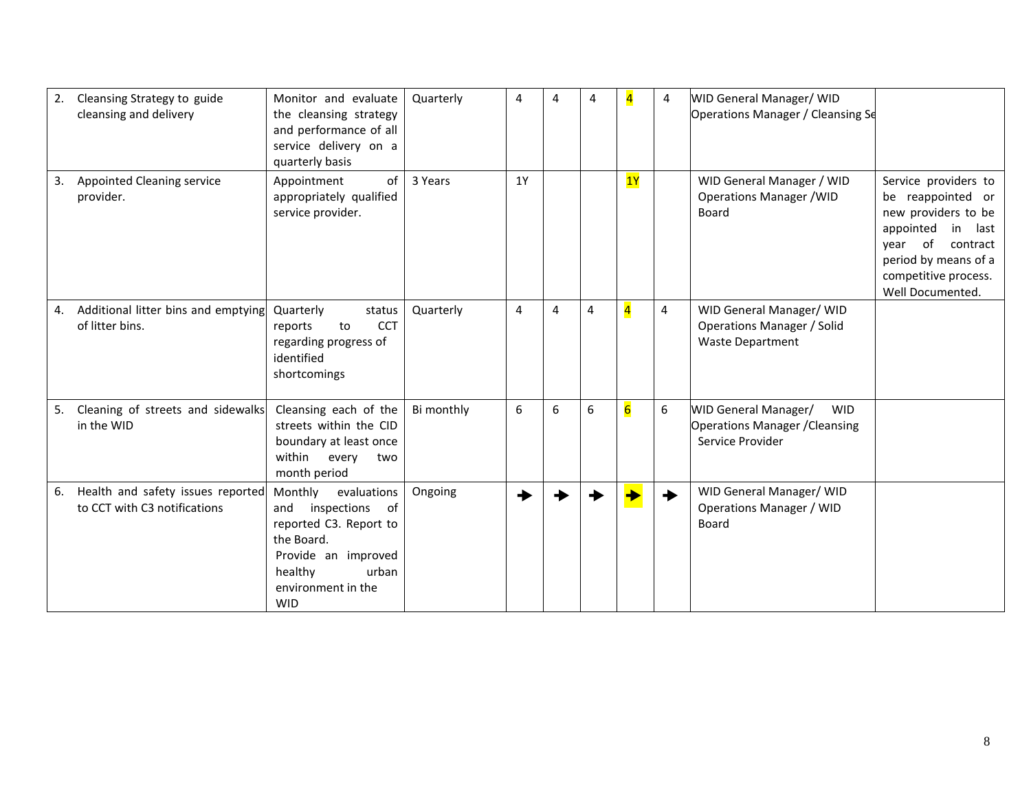| | | | | | | | | | |
|---|---|---|---|---|---|---|---|---|---|
| 2. Cleansing Strategy to guide cleansing and delivery | Monitor and evaluate the cleansing strategy and performance of all service delivery on a quarterly basis | Quarterly | 4 | 4 | 4 | 4 | 4 | WID General Manager/ WID Operations Manager / Cleansing Se | |
| 3. Appointed Cleaning service provider. | Appointment of appropriately qualified service provider. | 3 Years | 1Y | | | 1Y | | WID General Manager / WID Operations Manager /WID Board | Service providers to be reappointed or new providers to be appointed in last year of contract period by means of a competitive process. Well Documented. |
| 4. Additional litter bins and emptying of litter bins. | Quarterly status reports to CCT regarding progress of identified shortcomings | Quarterly | 4 | 4 | 4 | 4 | 4 | WID General Manager/ WID Operations Manager / Solid Waste Department | |
| 5. Cleaning of streets and sidewalks in the WID | Cleansing each of the streets within the CID boundary at least once within every two month period | Bi monthly | 6 | 6 | 6 | 6 | 6 | WID General Manager/ WID Operations Manager /Cleansing Service Provider | |
| 6. Health and safety issues reported to CCT with C3 notifications | Monthly evaluations and inspections of reported C3. Report to the Board. Provide an improved healthy urban environment in the WID | Ongoing | → | → | → | → | → | WID General Manager/ WID Operations Manager / WID Board | |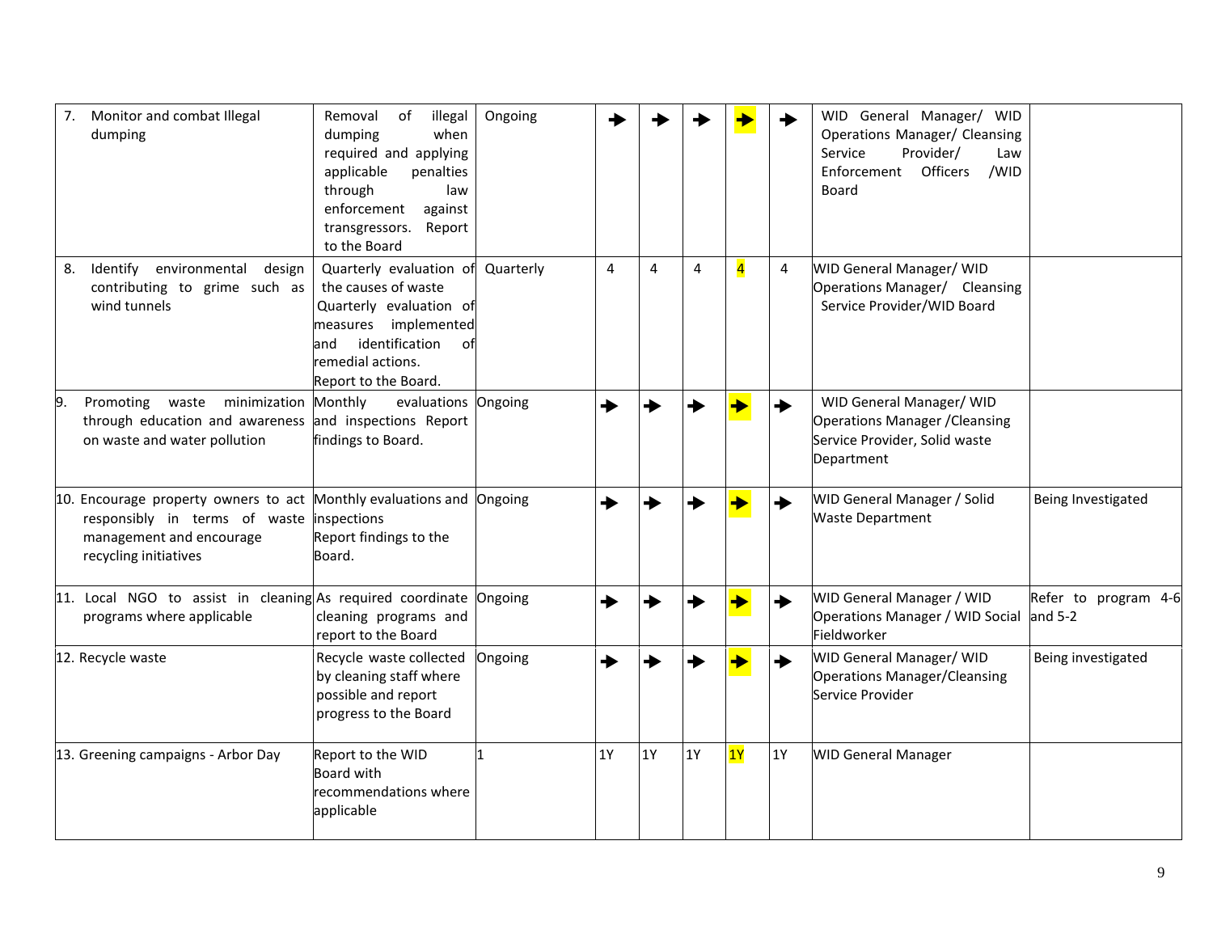| | | | | | | | | | |
|---|---|---|---|---|---|---|---|---|---|
| 7. Monitor and combat Illegal dumping | Removal of illegal dumping when required and applying applicable penalties through law enforcement against transgressors. Report to the Board | Ongoing | ➔ | ➔ | ➔ | ➔ | ➔ | WID General Manager/ WID Operations Manager/ Cleansing Service Provider/ Law Enforcement Officers /WID Board | |
| 8. Identify environmental design contributing to grime such as wind tunnels | Quarterly evaluation of the causes of waste Quarterly evaluation of measures implemented and identification of remedial actions. Report to the Board. | Quarterly | 4 | 4 | 4 | 4 | 4 | WID General Manager/ WID Operations Manager/ Cleansing Service Provider/WID Board | |
| 9. Promoting waste minimization through education and awareness on waste and water pollution | Monthly evaluations and inspections Report findings to Board. | Ongoing | ➔ | ➔ | ➔ | ➔ | ➔ | WID General Manager/ WID Operations Manager /Cleansing Service Provider, Solid waste Department | |
| 10. Encourage property owners to act responsibly in terms of waste management and encourage recycling initiatives | Monthly evaluations and inspections Report findings to the Board. | Ongoing | ➔ | ➔ | ➔ | ➔ | ➔ | WID General Manager / Solid Waste Department | Being Investigated |
| 11. Local NGO to assist in cleaning programs where applicable | As required coordinate cleaning programs and report to the Board | Ongoing | ➔ | ➔ | ➔ | ➔ | ➔ | WID General Manager / WID Operations Manager / WID Social Fieldworker | Refer to program 4-6 and 5-2 |
| 12. Recycle waste | Recycle waste collected by cleaning staff where possible and report progress to the Board | Ongoing | ➔ | ➔ | ➔ | ➔ | ➔ | WID General Manager/ WID Operations Manager/Cleansing Service Provider | Being investigated |
| 13. Greening campaigns - Arbor Day | Report to the WID Board with recommendations where applicable | 1 | 1Y | 1Y | 1Y | 1Y | 1Y | WID General Manager | |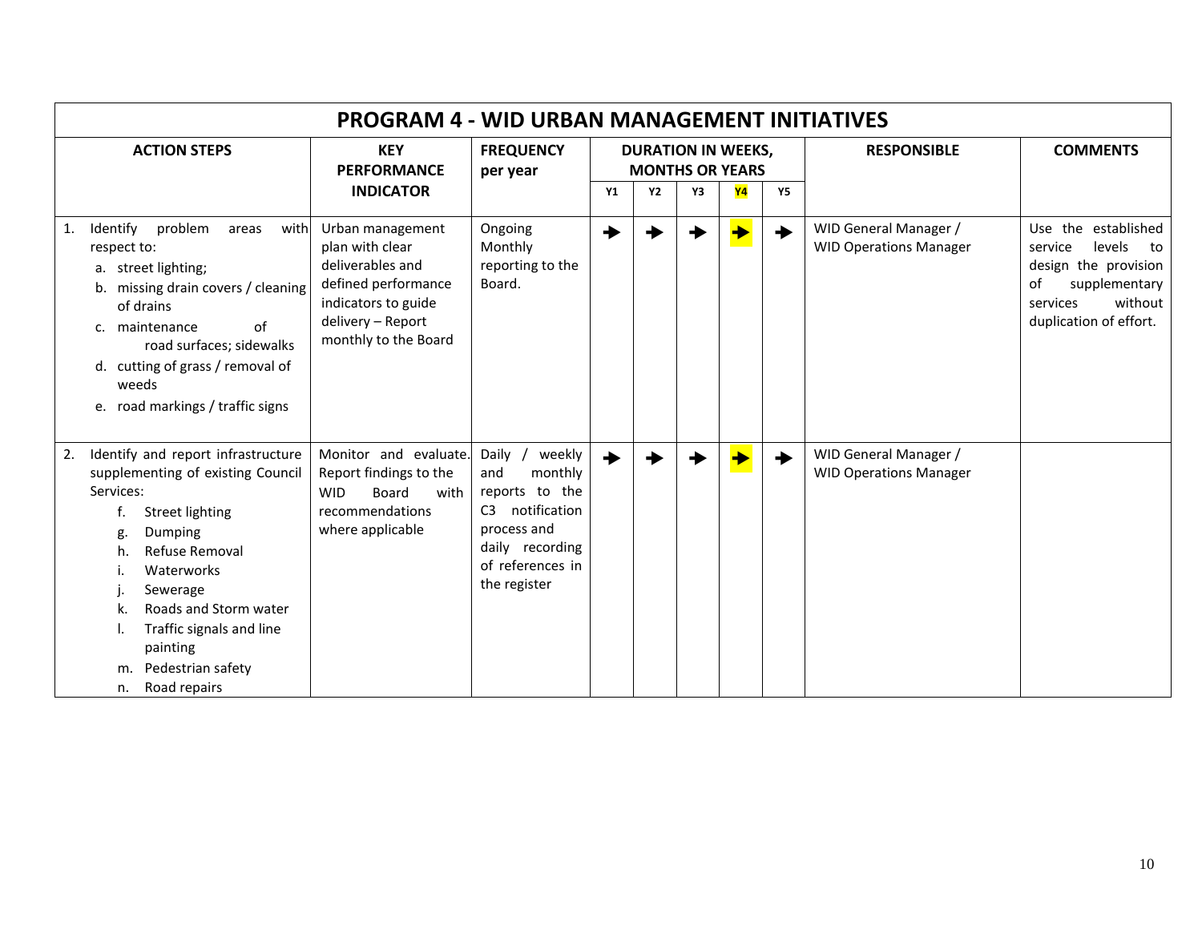| PROGRAM 4 - WID URBAN MANAGEMENT INITIATIVES | | | | | | | | | |
|---|---|---|---|---|---|---|---|---|---|
| **ACTION STEPS** | **KEY PERFORMANCE INDICATOR** | **FREQUENCY per year** | **DURATION IN WEEKS, MONTHS OR YEARS** | | | | | **RESPONSIBLE** | **COMMENTS** |
| | | | **Y1** | **Y2** | **Y3** | **Y4** | **Y5** | | |
| 1. Identify problem areas with respect to:<br>a. street lighting;<br>b. missing drain covers / cleaning of drains<br>c. maintenance of road surfaces; sidewalks<br>d. cutting of grass / removal of weeds<br>e. road markings / traffic signs | Urban management plan with clear deliverables and defined performance indicators to guide delivery – Report monthly to the Board | Ongoing Monthly reporting to the Board. | ➔ | ➔ | ➔ | ➔ | ➔ | WID General Manager / WID Operations Manager | Use the established service levels to design the provision of supplementary services without duplication of effort. |
| 2. Identify and report infrastructure supplementing of existing Council Services:<br>f. Street lighting<br>g. Dumping<br>h. Refuse Removal<br>i. Waterworks<br>j. Sewerage<br>k. Roads and Storm water<br>l. Traffic signals and line painting<br>m. Pedestrian safety<br>n. Road repairs | Monitor and evaluate. Report findings to the WID Board with recommendations where applicable | Daily / weekly and monthly reports to the C3 notification process and daily recording of references in the register | ➔ | ➔ | ➔ | ➔ | ➔ | WID General Manager / WID Operations Manager | |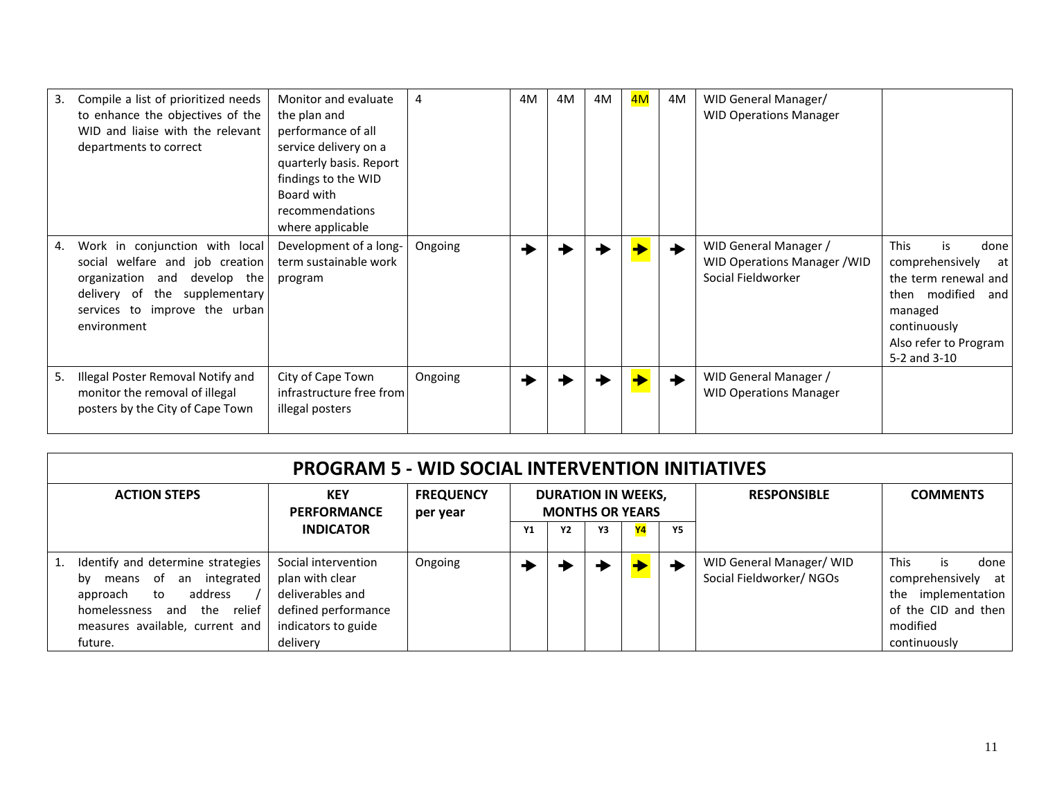| ACTION STEPS | KEY PERFORMANCE INDICATOR | FREQUENCY per year | Y1 | Y2 | Y3 | Y4 | Y5 | RESPONSIBLE | COMMENTS |
|---|---|---|---|---|---|---|---|---|---|
| 3. Compile a list of prioritized needs to enhance the objectives of the WID and liaise with the relevant departments to correct | Monitor and evaluate the plan and performance of all service delivery on a quarterly basis. Report findings to the WID Board with recommendations where applicable | 4 | 4M | 4M | 4M | 4M | 4M | WID General Manager/ WID Operations Manager | |
| 4. Work in conjunction with local social welfare and job creation organization and develop the delivery of the supplementary services to improve the urban environment | Development of a long-term sustainable work program | Ongoing | → | → | → | → | → | WID General Manager / WID Operations Manager /WID Social Fieldworker | This is done comprehensively at the term renewal and then modified and managed continuously Also refer to Program 5-2 and 3-10 |
| 5. Illegal Poster Removal Notify and monitor the removal of illegal posters by the City of Cape Town | City of Cape Town infrastructure free from illegal posters | Ongoing | → | → | → | → | → | WID General Manager / WID Operations Manager | |

## PROGRAM 5 - WID SOCIAL INTERVENTION INITIATIVES

| ACTION STEPS | KEY PERFORMANCE INDICATOR | FREQUENCY per year | DURATION IN WEEKS, MONTHS OR YEARS | | | | | RESPONSIBLE | COMMENTS |
|---|---|---|---|---|---|---|---|---|---|
| | | | Y1 | Y2 | Y3 | Y4 | Y5 | | |
| 1. Identify and determine strategies by means of an integrated approach to address / homelessness and the relief measures available, current and future. | Social intervention plan with clear deliverables and defined performance indicators to guide delivery | Ongoing | → | → | → | → | → | WID General Manager/ WID Social Fieldworker/ NGOs | This is done comprehensively at the implementation of the CID and then modified continuously |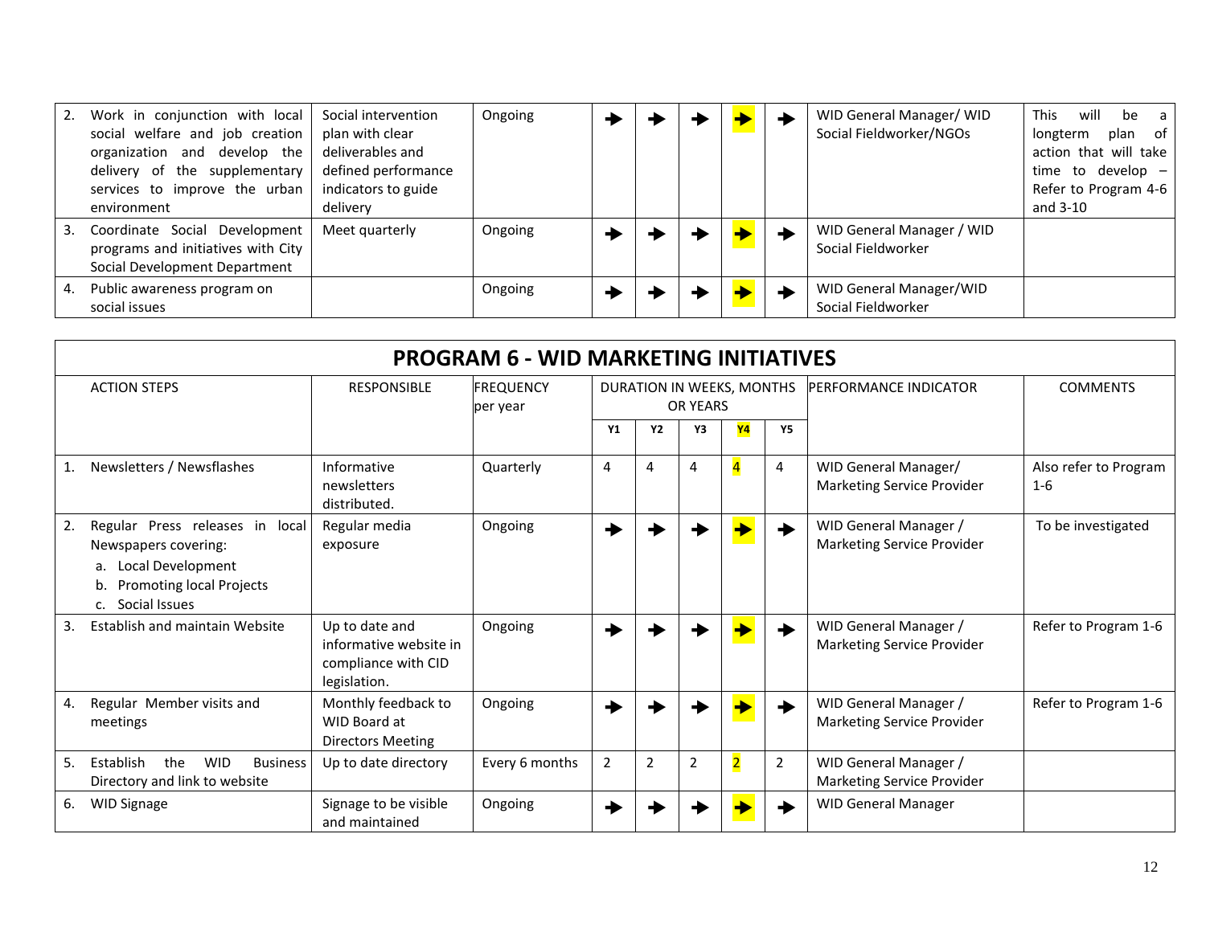| | | | | | | | | | |
|---|---|---|---|---|---|---|---|---|---|
| 2. Work in conjunction with local social welfare and job creation organization and develop the delivery of the supplementary services to improve the urban environment | Social intervention plan with clear deliverables and defined performance indicators to guide delivery | Ongoing | → | → | → | → | → | WID General Manager/ WID Social Fieldworker/NGOs | This will be a longterm plan of action that will take time to develop – Refer to Program 4-6 and 3-10 |
| 3. Coordinate Social Development programs and initiatives with City Social Development Department | Meet quarterly | Ongoing | → | → | → | → | → | WID General Manager / WID Social Fieldworker | |
| 4. Public awareness program on social issues | | Ongoing | → | → | → | → | → | WID General Manager/WID Social Fieldworker | |

## PROGRAM 6 - WID MARKETING INITIATIVES

| ACTION STEPS | RESPONSIBLE | FREQUENCY per year | DURATION IN WEEKS, MONTHS OR YEARS | | | | | PERFORMANCE INDICATOR | COMMENTS |
|---|---|---|---|---|---|---|---|---|---|
| | | | Y1 | Y2 | Y3 | Y4 | Y5 | | |
| 1. Newsletters / Newsflashes | Informative newsletters distributed. | Quarterly | 4 | 4 | 4 | 4 | 4 | WID General Manager/ Marketing Service Provider | Also refer to Program 1-6 |
| 2. Regular Press releases in local Newspapers covering:<br>a. Local Development<br>b. Promoting local Projects<br>c. Social Issues | Regular media exposure | Ongoing | → | → | → | → | → | WID General Manager / Marketing Service Provider | To be investigated |
| 3. Establish and maintain Website | Up to date and informative website in compliance with CID legislation. | Ongoing | → | → | → | → | → | WID General Manager / Marketing Service Provider | Refer to Program 1-6 |
| 4. Regular Member visits and meetings | Monthly feedback to WID Board at Directors Meeting | Ongoing | → | → | → | → | → | WID General Manager / Marketing Service Provider | Refer to Program 1-6 |
| 5. Establish the WID Business Directory and link to website | Up to date directory | Every 6 months | 2 | 2 | 2 | 2 | 2 | WID General Manager / Marketing Service Provider | |
| 6. WID Signage | Signage to be visible and maintained | Ongoing | → | → | → | → | → | WID General Manager | |